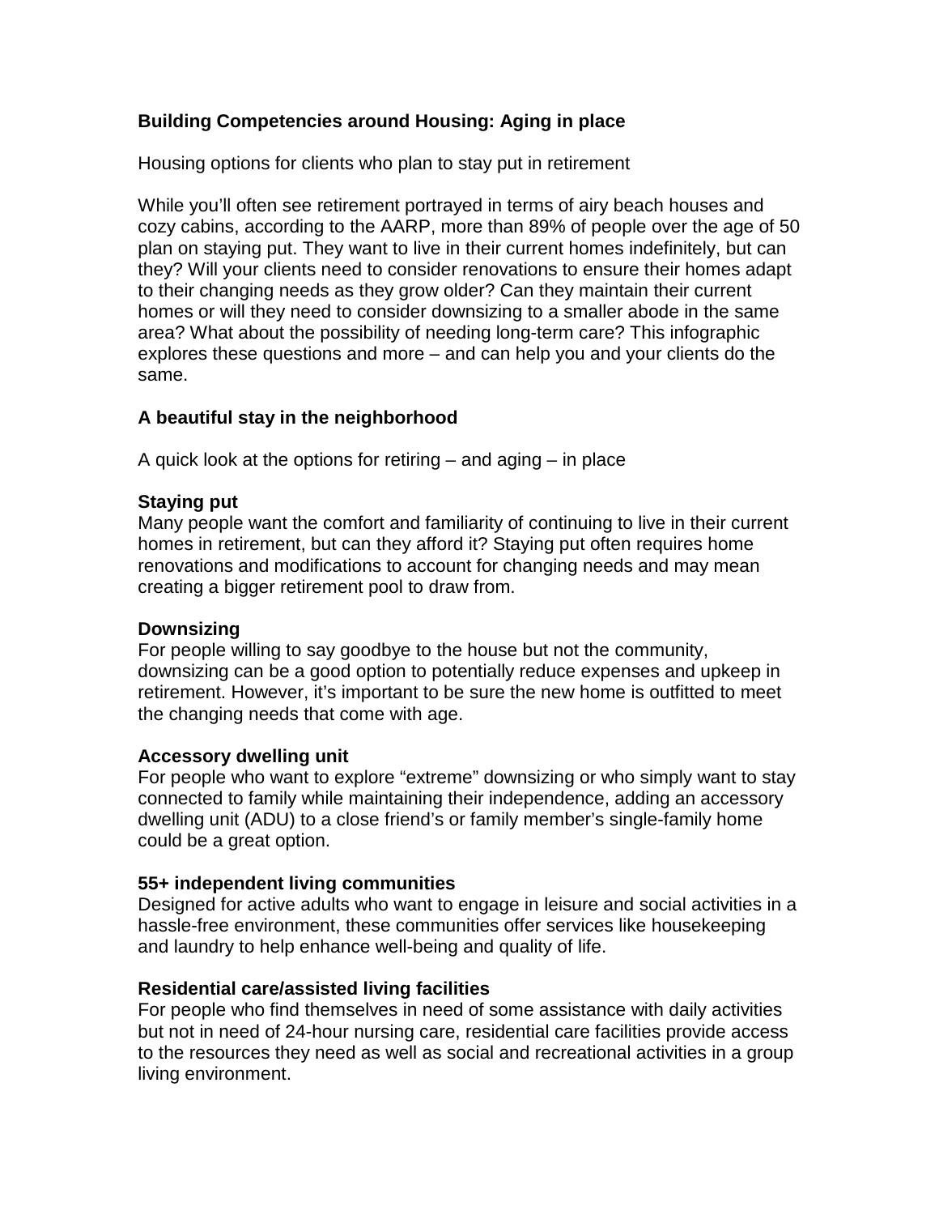# Building Competencies around Housing: Aging in place

Housing options for clients who plan to stay put in retirement

While you'll often see retirement portrayed in terms of airy beach houses and cozy cabins, according to the AARP, more than 89% of people over the age of 50 plan on staying put. They want to live in their current homes indefinitely, but can they? Will your clients need to consider renovations to ensure their homes adapt to their changing needs as they grow older? Can they maintain their current homes or will they need to consider downsizing to a smaller abode in the same area? What about the possibility of needing long-term care? This infographic explores these questions and more – and can help you and your clients do the same.

## A beautiful stay in the neighborhood

A quick look at the options for retiring – and aging – in place

### Staying put

Many people want the comfort and familiarity of continuing to live in their current homes in retirement, but can they afford it? Staying put often requires home renovations and modifications to account for changing needs and may mean creating a bigger retirement pool to draw from.

### Downsizing

For people willing to say goodbye to the house but not the community, downsizing can be a good option to potentially reduce expenses and upkeep in retirement. However, it's important to be sure the new home is outfitted to meet the changing needs that come with age.

### Accessory dwelling unit

For people who want to explore "extreme" downsizing or who simply want to stay connected to family while maintaining their independence, adding an accessory dwelling unit (ADU) to a close friend's or family member's single-family home could be a great option.

### 55+ independent living communities

Designed for active adults who want to engage in leisure and social activities in a hassle-free environment, these communities offer services like housekeeping and laundry to help enhance well-being and quality of life.

### Residential care/assisted living facilities

For people who find themselves in need of some assistance with daily activities but not in need of 24-hour nursing care, residential care facilities provide access to the resources they need as well as social and recreational activities in a group living environment.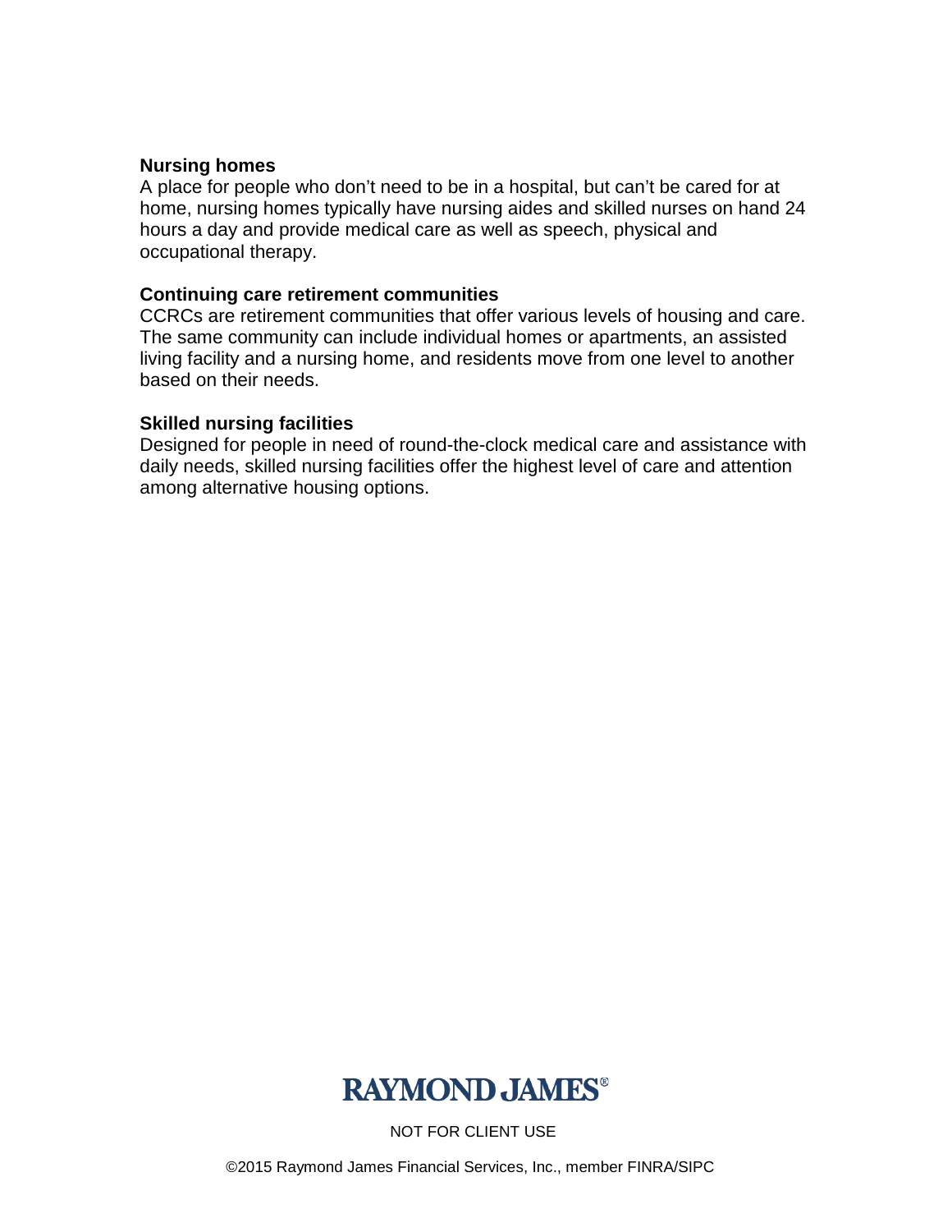**Nursing homes**
A place for people who don't need to be in a hospital, but can't be cared for at home, nursing homes typically have nursing aides and skilled nurses on hand 24 hours a day and provide medical care as well as speech, physical and occupational therapy.

**Continuing care retirement communities**
CCRCs are retirement communities that offer various levels of housing and care. The same community can include individual homes or apartments, an assisted living facility and a nursing home, and residents move from one level to another based on their needs.

**Skilled nursing facilities**
Designed for people in need of round-the-clock medical care and assistance with daily needs, skilled nursing facilities offer the highest level of care and attention among alternative housing options.

RAYMOND JAMES®

NOT FOR CLIENT USE

©2015 Raymond James Financial Services, Inc., member FINRA/SIPC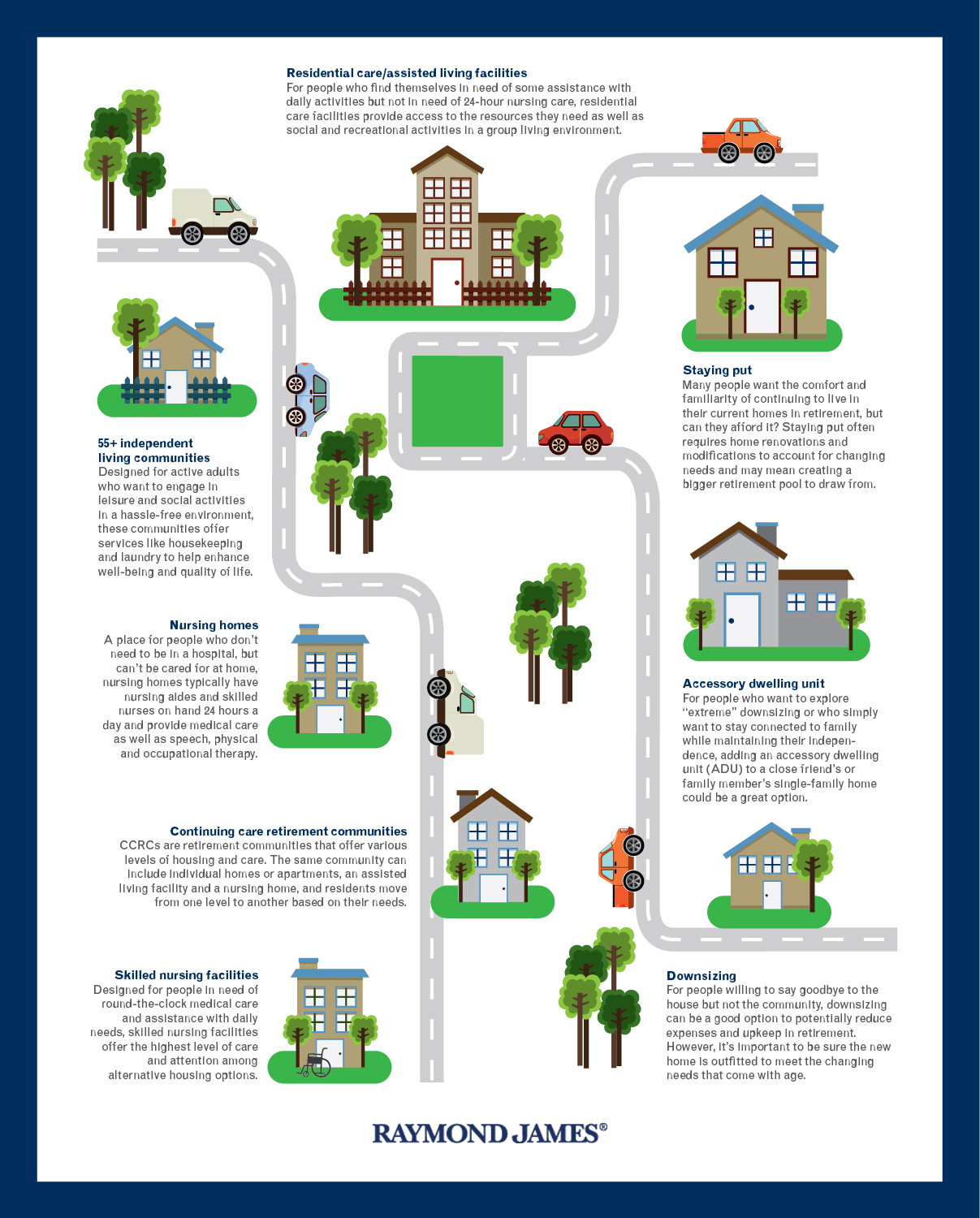### Residential care/assisted living facilities

For people who find themselves in need of some assistance with daily activities but not in need of 24-hour nursing care, residential care facilities provide access to the resources they need as well as social and recreational activities in a group living environment.

### Staying put

Many people want the comfort and familiarity of continuing to live in their current homes in retirement, but can they afford it? Staying put often requires home renovations and modifications to account for changing needs and may mean creating a bigger retirement pool to draw from.

### 55+ independent living communities

Designed for active adults who want to engage in leisure and social activities in a hassle-free environment, these communities offer services like housekeeping and laundry to help enhance well-being and quality of life.

### Accessory dwelling unit

For people who want to explore "extreme" downsizing or who simply want to stay connected to family while maintaining their independence, adding an accessory dwelling unit (ADU) to a close friend's or family member's single-family home could be a great option.

### Nursing homes

A place for people who don't need to be in a hospital, but can't be cared for at home, nursing homes typically have nursing aides and skilled nurses on hand 24 hours a day and provide medical care as well as speech, physical and occupational therapy.

### Continuing care retirement communities

CCRCs are retirement communities that offer various levels of housing and care. The same community can include individual homes or apartments, an assisted living facility and a nursing home, and residents move from one level to another based on their needs.

### Skilled nursing facilities

Designed for people in need of round-the-clock medical care and assistance with daily needs, skilled nursing facilities offer the highest level of care and attention among alternative housing options.

### Downsizing

For people willing to say goodbye to the house but not the community, downsizing can be a good option to potentially reduce expenses and upkeep in retirement. However, it's important to be sure the new home is outfitted to meet the changing needs that come with age.

RAYMOND JAMES®